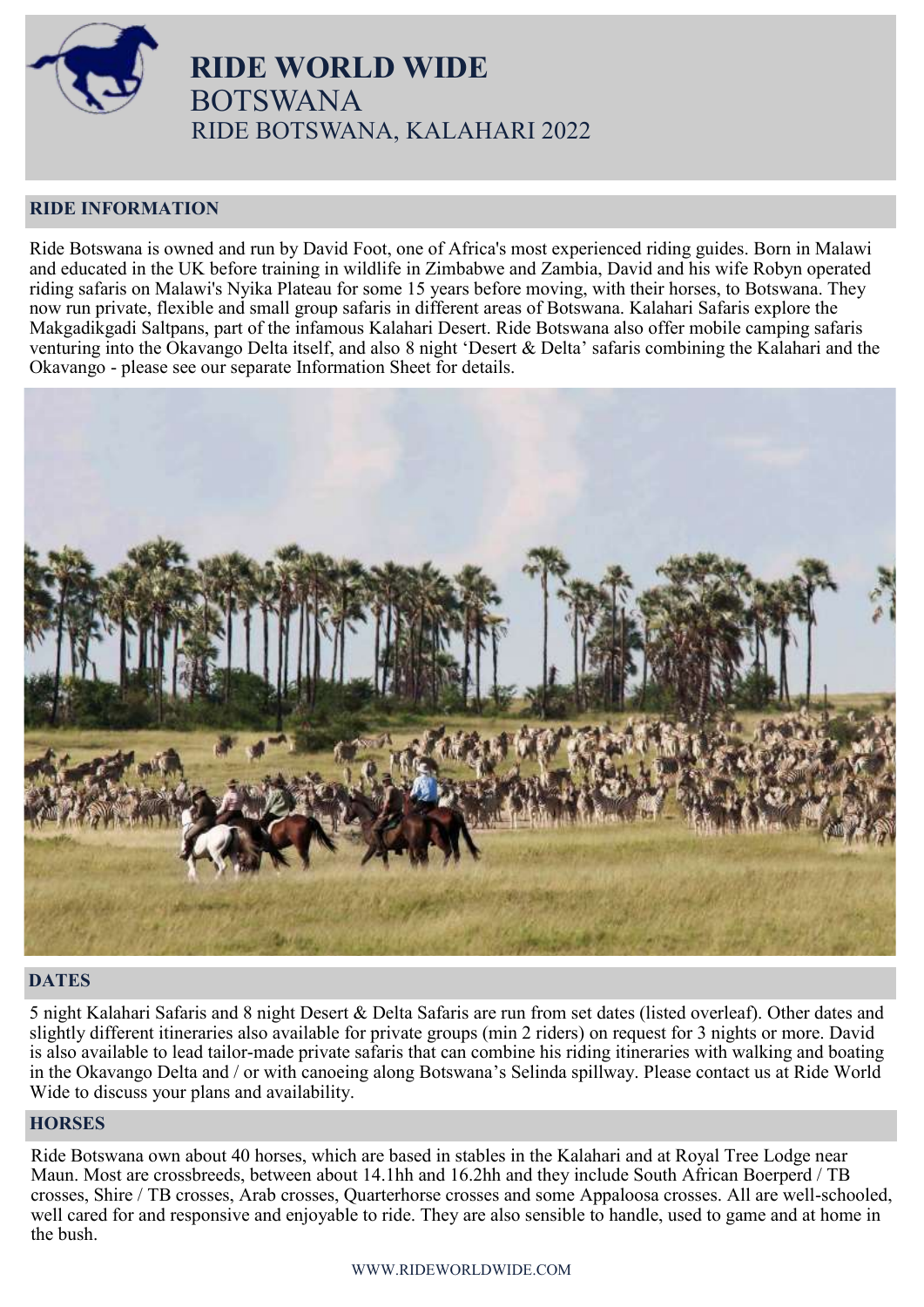# RIDE WORLD WIDE

## BOTSWANA

## RIDE BOTSWANA, KALAHARI 2022

### RIDE INFORMATION

Ride Botswana is owned and run by David Foot, one of Africa's most experienced riding guides. Born in Malawi and educated in the UK before training in wildlife in Zimbabwe and Zambia, David and his wife Robyn operated riding safaris on Malawi's Nyika Plateau for some 15 years before moving, with their horses, to Botswana. They now run private, flexible and small group safaris in different areas of Botswana. Kalahari Safaris explore the Makgadikgadi Saltpans, part of the infamous Kalahari Desert. Ride Botswana also offer mobile camping safaris venturing into the Okavango Delta itself, and also 8 night 'Desert & Delta' safaris combining the Kalahari and the Okavango - please see our separate Information Sheet for details.

### DATES

5 night Kalahari Safaris and 8 night Desert & Delta Safaris are run from set dates (listed overleaf). Other dates and slightly different itineraries also available for private groups (min 2 riders) on request for 3 nights or more. David is also available to lead tailor-made private safaris that can combine his riding itineraries with walking and boating in the Okavango Delta and / or with canoeing along Botswana's Selinda spillway. Please contact us at Ride World Wide to discuss your plans and availability.

### HORSES

Ride Botswana own about 40 horses, which are based in stables in the Kalahari and at Royal Tree Lodge near Maun. Most are crossbreeds, between about 14.1hh and 16.2hh and they include South African Boerperd / TB crosses, Shire / TB crosses, Arab crosses, Quarterhorse crosses and some Appaloosa crosses. All are well-schooled, well cared for and responsive and enjoyable to ride. They are also sensible to handle, used to game and at home in the bush.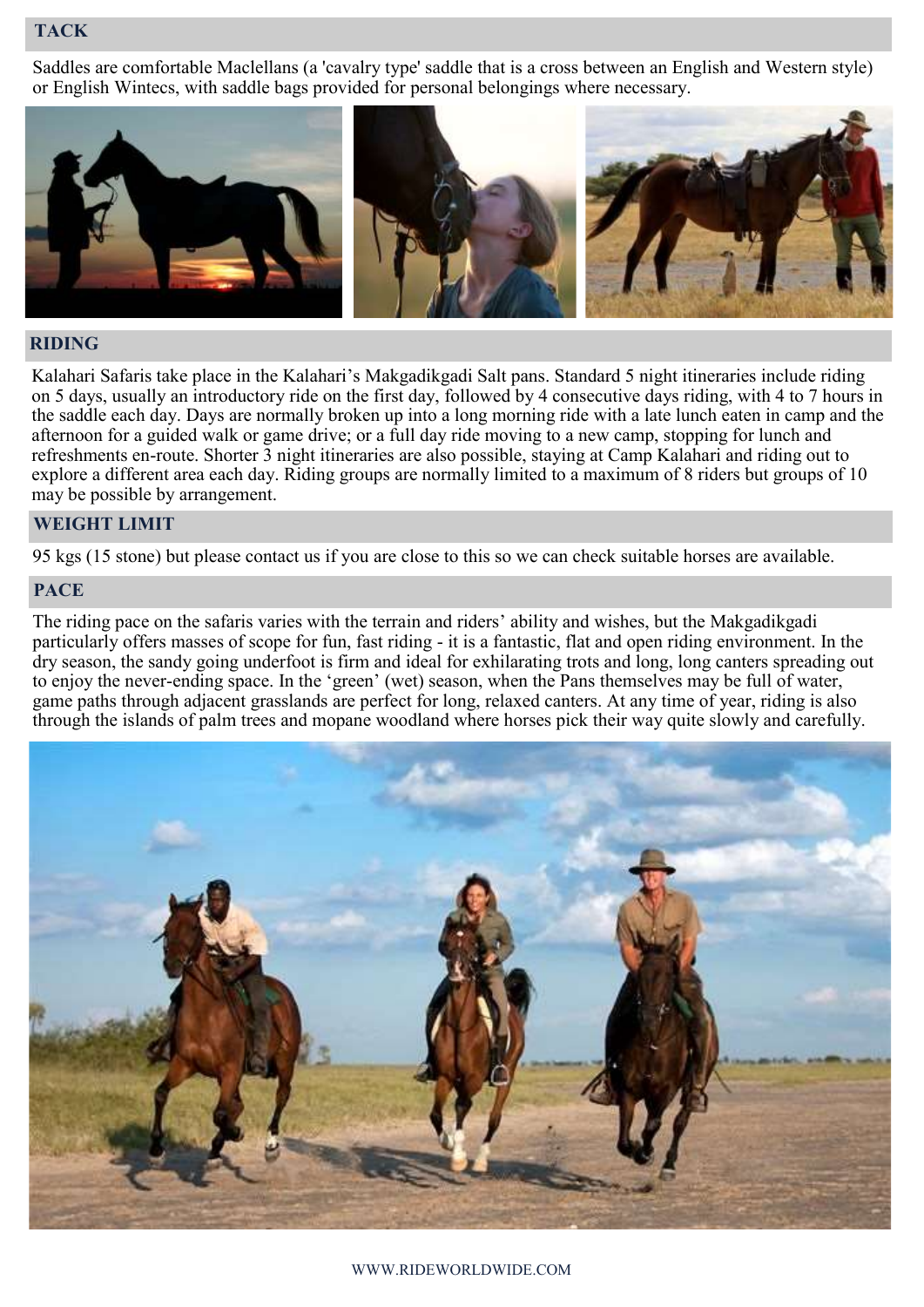## TACK

Saddles are comfortable Maclellans (a 'cavalry type' saddle that is a cross between an English and Western style) or English Wintecs, with saddle bags provided for personal belongings where necessary.

## RIDING

Kalahari Safaris take place in the Kalahari's Makgadikgadi Salt pans. Standard 5 night itineraries include riding on 5 days, usually an introductory ride on the first day, followed by 4 consecutive days riding, with 4 to 7 hours in the saddle each day. Days are normally broken up into a long morning ride with a late lunch eaten in camp and the afternoon for a guided walk or game drive; or a full day ride moving to a new camp, stopping for lunch and refreshments en-route. Shorter 3 night itineraries are also possible, staying at Camp Kalahari and riding out to explore a different area each day. Riding groups are normally limited to a maximum of 8 riders but groups of 10 may be possible by arrangement.

## WEIGHT LIMIT

95 kgs (15 stone) but please contact us if you are close to this so we can check suitable horses are available.

## PACE

The riding pace on the safaris varies with the terrain and riders' ability and wishes, but the Makgadikgadi particularly offers masses of scope for fun, fast riding - it is a fantastic, flat and open riding environment. In the dry season, the sandy going underfoot is firm and ideal for exhilarating trots and long, long canters spreading out to enjoy the never-ending space. In the 'green' (wet) season, when the Pans themselves may be full of water, game paths through adjacent grasslands are perfect for long, relaxed canters. At any time of year, riding is also through the islands of palm trees and mopane woodland where horses pick their way quite slowly and carefully.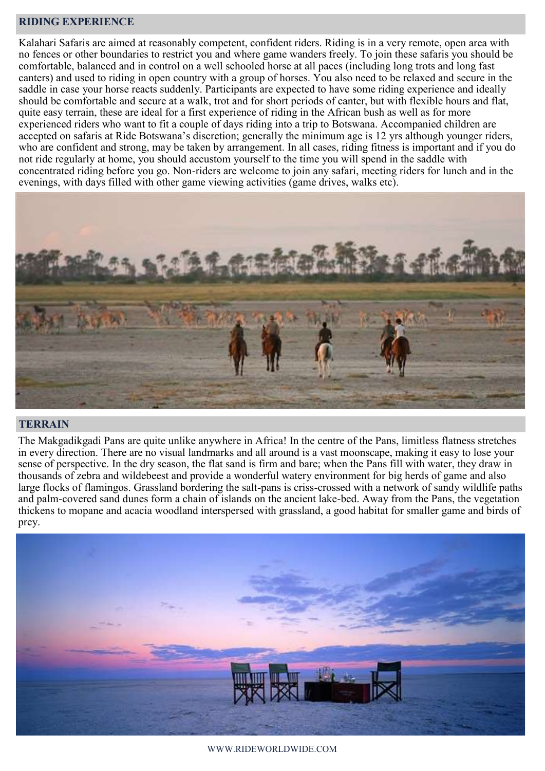## RIDING EXPERIENCE

Kalahari Safaris are aimed at reasonably competent, confident riders. Riding is in a very remote, open area with no fences or other boundaries to restrict you and where game wanders freely. To join these safaris you should be comfortable, balanced and in control on a well schooled horse at all paces (including long trots and long fast canters) and used to riding in open country with a group of horses. You also need to be relaxed and secure in the saddle in case your horse reacts suddenly. Participants are expected to have some riding experience and ideally should be comfortable and secure at a walk, trot and for short periods of canter, but with flexible hours and flat, quite easy terrain, these are ideal for a first experience of riding in the African bush as well as for more experienced riders who want to fit a couple of days riding into a trip to Botswana. Accompanied children are accepted on safaris at Ride Botswana's discretion; generally the minimum age is 12 yrs although younger riders, who are confident and strong, may be taken by arrangement. In all cases, riding fitness is important and if you do not ride regularly at home, you should accustom yourself to the time you will spend in the saddle with concentrated riding before you go. Non-riders are welcome to join any safari, meeting riders for lunch and in the evenings, with days filled with other game viewing activities (game drives, walks etc).

## TERRAIN

The Makgadikgadi Pans are quite unlike anywhere in Africa! In the centre of the Pans, limitless flatness stretches in every direction. There are no visual landmarks and all around is a vast moonscape, making it easy to lose your sense of perspective. In the dry season, the flat sand is firm and bare; when the Pans fill with water, they draw in thousands of zebra and wildebeest and provide a wonderful watery environment for big herds of game and also large flocks of flamingos. Grassland bordering the salt-pans is criss-crossed with a network of sandy wildlife paths and palm-covered sand dunes form a chain of islands on the ancient lake-bed. Away from the Pans, the vegetation thickens to mopane and acacia woodland interspersed with grassland, a good habitat for smaller game and birds of prey.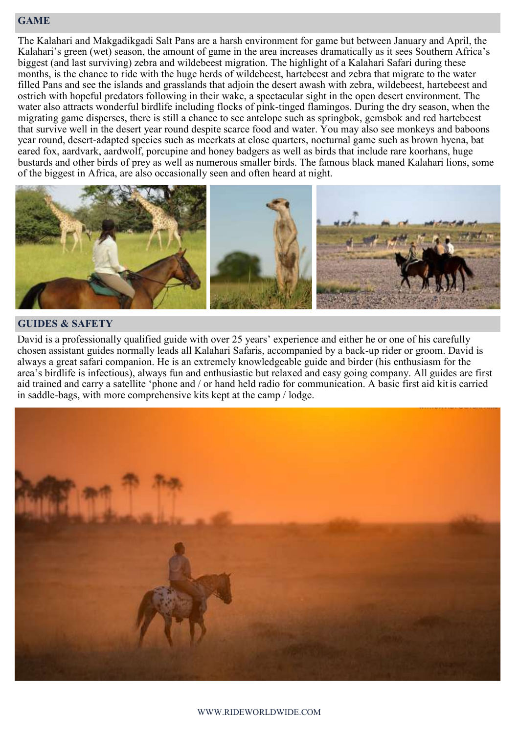## GAME

The Kalahari and Makgadikgadi Salt Pans are a harsh environment for game but between January and April, the Kalahari's green (wet) season, the amount of game in the area increases dramatically as it sees Southern Africa's biggest (and last surviving) zebra and wildebeest migration. The highlight of a Kalahari Safari during these months, is the chance to ride with the huge herds of wildebeest, hartebeest and zebra that migrate to the water filled Pans and see the islands and grasslands that adjoin the desert awash with zebra, wildebeest, hartebeest and ostrich with hopeful predators following in their wake, a spectacular sight in the open desert environment. The water also attracts wonderful birdlife including flocks of pink-tinged flamingos. During the dry season, when the migrating game disperses, there is still a chance to see antelope such as springbok, gemsbok and red hartebeest that survive well in the desert year round despite scarce food and water. You may also see monkeys and baboons year round, desert-adapted species such as meerkats at close quarters, nocturnal game such as brown hyena, bat eared fox, aardvark, aardwolf, porcupine and honey badgers as well as birds that include rare koorhans, huge bustards and other birds of prey as well as numerous smaller birds. The famous black maned Kalahari lions, some of the biggest in Africa, are also occasionally seen and often heard at night.

## GUIDES & SAFETY

David is a professionally qualified guide with over 25 years' experience and either he or one of his carefully chosen assistant guides normally leads all Kalahari Safaris, accompanied by a back-up rider or groom. David is always a great safari companion. He is an extremely knowledgeable guide and birder (his enthusiasm for the area's birdlife is infectious), always fun and enthusiastic but relaxed and easy going company. All guides are first aid trained and carry a satellite 'phone and / or hand held radio for communication. A basic first aid kit is carried in saddle-bags, with more comprehensive kits kept at the camp / lodge.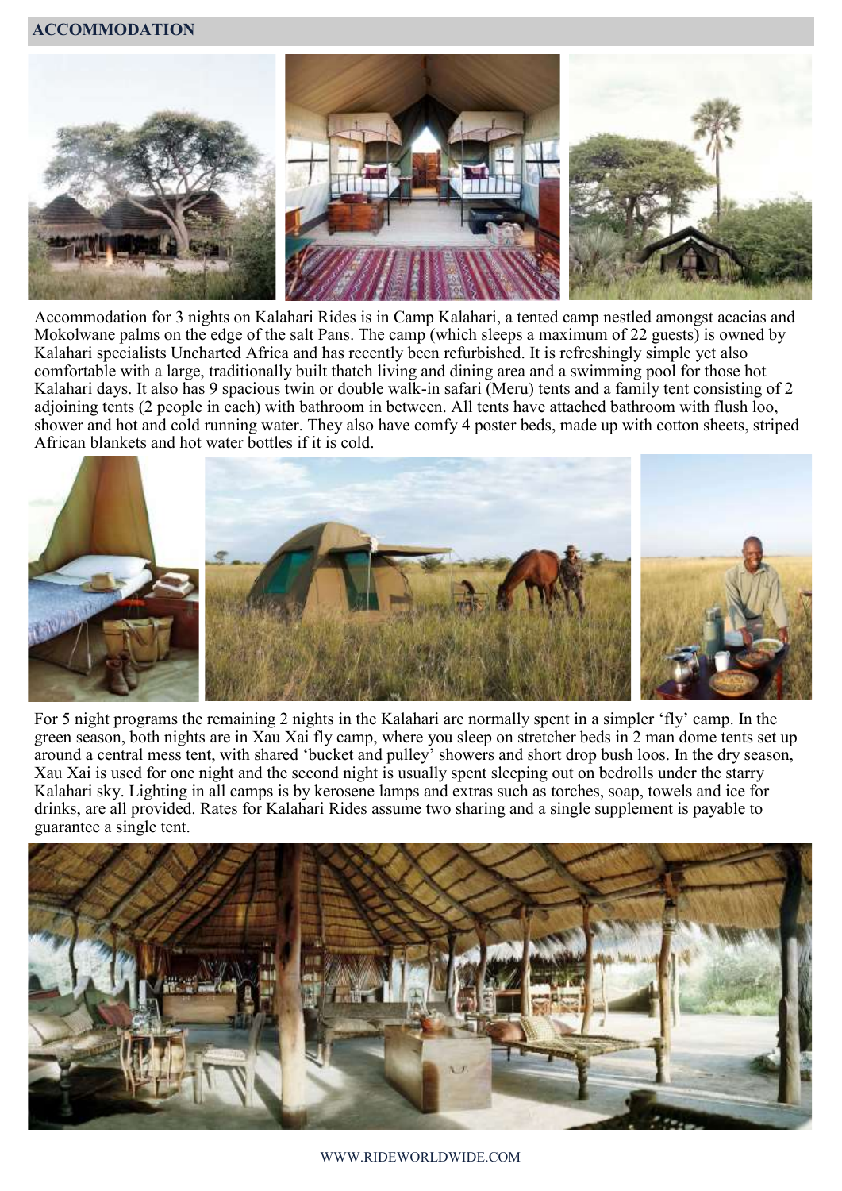## ACCOMMODATION

Accommodation for 3 nights on Kalahari Rides is in Camp Kalahari, a tented camp nestled amongst acacias and Mokolwane palms on the edge of the salt Pans. The camp (which sleeps a maximum of 22 guests) is owned by Kalahari specialists Uncharted Africa and has recently been refurbished. It is refreshingly simple yet also comfortable with a large, traditionally built thatch living and dining area and a swimming pool for those hot Kalahari days. It also has 9 spacious twin or double walk-in safari (Meru) tents and a family tent consisting of 2 adjoining tents (2 people in each) with bathroom in between. All tents have attached bathroom with flush loo, shower and hot and cold running water. They also have comfy 4 poster beds, made up with cotton sheets, striped African blankets and hot water bottles if it is cold.

For 5 night programs the remaining 2 nights in the Kalahari are normally spent in a simpler 'fly' camp. In the green season, both nights are in Xau Xai fly camp, where you sleep on stretcher beds in 2 man dome tents set up around a central mess tent, with shared 'bucket and pulley' showers and short drop bush loos. In the dry season, Xau Xai is used for one night and the second night is usually spent sleeping out on bedrolls under the starry Kalahari sky. Lighting in all camps is by kerosene lamps and extras such as torches, soap, towels and ice for drinks, are all provided. Rates for Kalahari Rides assume two sharing and a single supplement is payable to guarantee a single tent.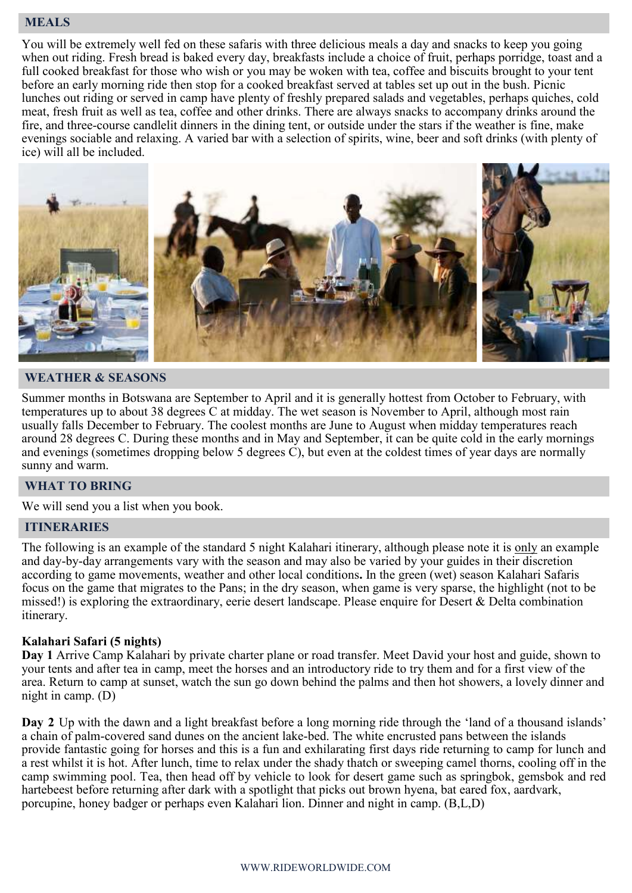## MEALS

You will be extremely well fed on these safaris with three delicious meals a day and snacks to keep you going when out riding. Fresh bread is baked every day, breakfasts include a choice of fruit, perhaps porridge, toast and a full cooked breakfast for those who wish or you may be woken with tea, coffee and biscuits brought to your tent before an early morning ride then stop for a cooked breakfast served at tables set up out in the bush. Picnic lunches out riding or served in camp have plenty of freshly prepared salads and vegetables, perhaps quiches, cold meat, fresh fruit as well as tea, coffee and other drinks. There are always snacks to accompany drinks around the fire, and three-course candlelit dinners in the dining tent, or outside under the stars if the weather is fine, make evenings sociable and relaxing. A varied bar with a selection of spirits, wine, beer and soft drinks (with plenty of ice) will all be included.

## WEATHER & SEASONS

Summer months in Botswana are September to April and it is generally hottest from October to February, with temperatures up to about 38 degrees C at midday. The wet season is November to April, although most rain usually falls December to February. The coolest months are June to August when midday temperatures reach around 28 degrees C. During these months and in May and September, it can be quite cold in the early mornings and evenings (sometimes dropping below 5 degrees C), but even at the coldest times of year days are normally sunny and warm.

## WHAT TO BRING

We will send you a list when you book.

## ITINERARIES

The following is an example of the standard 5 night Kalahari itinerary, although please note it is only an example and day-by-day arrangements vary with the season and may also be varied by your guides in their discretion according to game movements, weather and other local conditions**.** In the green (wet) season Kalahari Safaris focus on the game that migrates to the Pans; in the dry season, when game is very sparse, the highlight (not to be missed!) is exploring the extraordinary, eerie desert landscape. Please enquire for Desert & Delta combination itinerary.

**Kalahari Safari (5 nights)**
**Day 1** Arrive Camp Kalahari by private charter plane or road transfer. Meet David your host and guide, shown to your tents and after tea in camp, meet the horses and an introductory ride to try them and for a first view of the area. Return to camp at sunset, watch the sun go down behind the palms and then hot showers, a lovely dinner and night in camp. (D)

**Day 2** Up with the dawn and a light breakfast before a long morning ride through the 'land of a thousand islands' a chain of palm-covered sand dunes on the ancient lake-bed. The white encrusted pans between the islands provide fantastic going for horses and this is a fun and exhilarating first days ride returning to camp for lunch and a rest whilst it is hot. After lunch, time to relax under the shady thatch or sweeping camel thorns, cooling off in the camp swimming pool. Tea, then head off by vehicle to look for desert game such as springbok, gemsbok and red hartebeest before returning after dark with a spotlight that picks out brown hyena, bat eared fox, aardvark, porcupine, honey badger or perhaps even Kalahari lion. Dinner and night in camp. (B,L,D)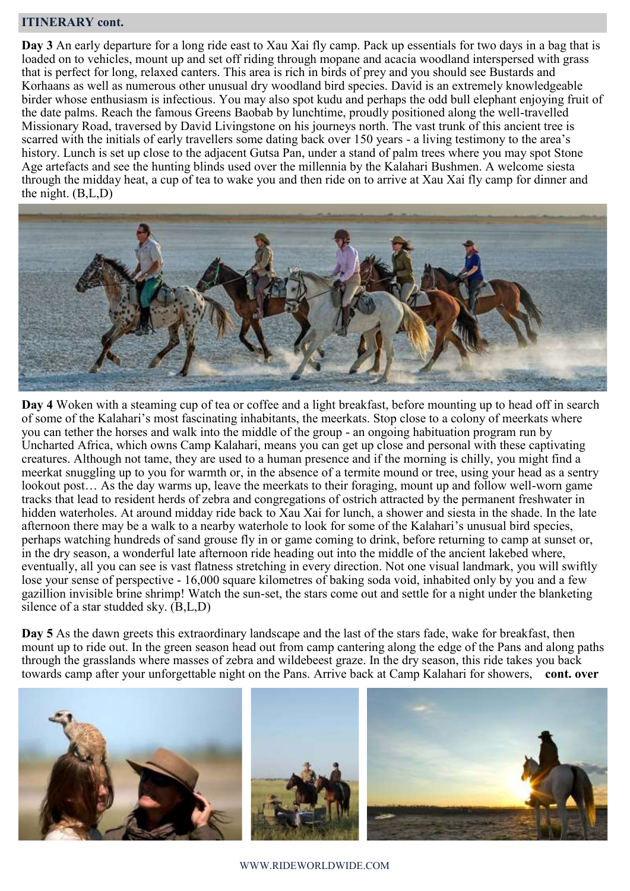## ITINERARY cont.

**Day 3** An early departure for a long ride east to Xau Xai fly camp. Pack up essentials for two days in a bag that is loaded on to vehicles, mount up and set off riding through mopane and acacia woodland interspersed with grass that is perfect for long, relaxed canters. This area is rich in birds of prey and you should see Bustards and Korhaans as well as numerous other unusual dry woodland bird species. David is an extremely knowledgeable birder whose enthusiasm is infectious. You may also spot kudu and perhaps the odd bull elephant enjoying fruit of the date palms. Reach the famous Greens Baobab by lunchtime, proudly positioned along the well-travelled Missionary Road, traversed by David Livingstone on his journeys north. The vast trunk of this ancient tree is scarred with the initials of early travellers some dating back over 150 years - a living testimony to the area's history. Lunch is set up close to the adjacent Gutsa Pan, under a stand of palm trees where you may spot Stone Age artefacts and see the hunting blinds used over the millennia by the Kalahari Bushmen. A welcome siesta through the midday heat, a cup of tea to wake you and then ride on to arrive at Xau Xai fly camp for dinner and the night. (B,L,D)

**Day 4** Woken with a steaming cup of tea or coffee and a light breakfast, before mounting up to head off in search of some of the Kalahari's most fascinating inhabitants, the meerkats. Stop close to a colony of meerkats where you can tether the horses and walk into the middle of the group - an ongoing habituation program run by Uncharted Africa, which owns Camp Kalahari, means you can get up close and personal with these captivating creatures. Although not tame, they are used to a human presence and if the morning is chilly, you might find a meerkat snuggling up to you for warmth or, in the absence of a termite mound or tree, using your head as a sentry lookout post… As the day warms up, leave the meerkats to their foraging, mount up and follow well-worn game tracks that lead to resident herds of zebra and congregations of ostrich attracted by the permanent freshwater in hidden waterholes. At around midday ride back to Xau Xai for lunch, a shower and siesta in the shade. In the late afternoon there may be a walk to a nearby waterhole to look for some of the Kalahari's unusual bird species, perhaps watching hundreds of sand grouse fly in or game coming to drink, before returning to camp at sunset or, in the dry season, a wonderful late afternoon ride heading out into the middle of the ancient lakebed where, eventually, all you can see is vast flatness stretching in every direction. Not one visual landmark, you will swiftly lose your sense of perspective - 16,000 square kilometres of baking soda void, inhabited only by you and a few gazillion invisible brine shrimp! Watch the sun-set, the stars come out and settle for a night under the blanketing silence of a star studded sky. (B,L,D)

**Day 5** As the dawn greets this extraordinary landscape and the last of the stars fade, wake for breakfast, then mount up to ride out. In the green season head out from camp cantering along the edge of the Pans and along paths through the grasslands where masses of zebra and wildebeest graze. In the dry season, this ride takes you back towards camp after your unforgettable night on the Pans. Arrive back at Camp Kalahari for showers, **cont. over**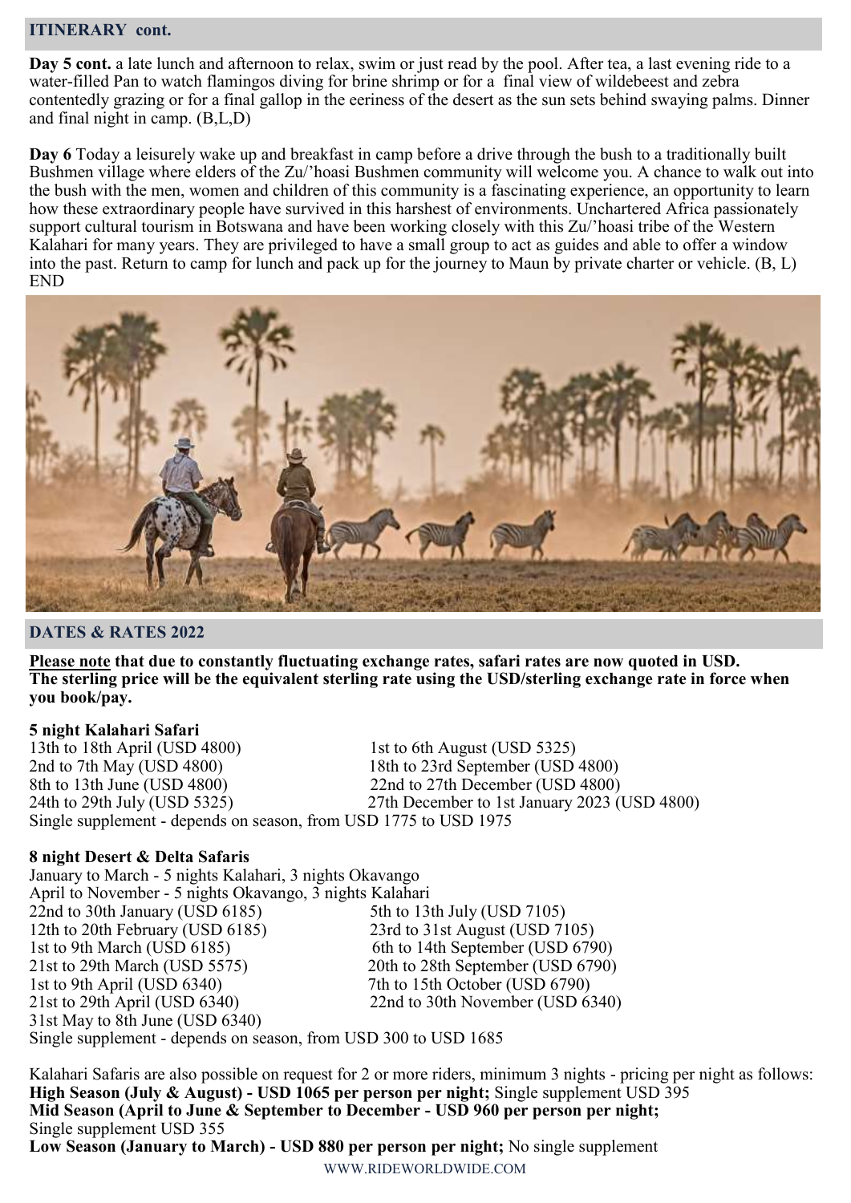## ITINERARY cont.

**Day 5 cont.** a late lunch and afternoon to relax, swim or just read by the pool. After tea, a last evening ride to a water-filled Pan to watch flamingos diving for brine shrimp or for a final view of wildebeest and zebra contentedly grazing or for a final gallop in the eeriness of the desert as the sun sets behind swaying palms. Dinner and final night in camp. (B,L,D)

**Day 6** Today a leisurely wake up and breakfast in camp before a drive through the bush to a traditionally built Bushmen village where elders of the Zu/'hoasi Bushmen community will welcome you. A chance to walk out into the bush with the men, women and children of this community is a fascinating experience, an opportunity to learn how these extraordinary people have survived in this harshest of environments. Unchartered Africa passionately support cultural tourism in Botswana and have been working closely with this Zu/'hoasi tribe of the Western Kalahari for many years. They are privileged to have a small group to act as guides and able to offer a window into the past. Return to camp for lunch and pack up for the journey to Maun by private charter or vehicle. (B, L) END

## DATES & RATES 2022

**Please note that due to constantly fluctuating exchange rates, safari rates are now quoted in USD. The sterling price will be the equivalent sterling rate using the USD/sterling exchange rate in force when you book/pay.**

**5 night Kalahari Safari**

13th to 18th April (USD 4800)
2nd to 7th May (USD 4800)
8th to 13th June (USD 4800)
24th to 29th July (USD 5325)
1st to 6th August (USD 5325)
18th to 23rd September (USD 4800)
22nd to 27th December (USD 4800)
27th December to 1st January 2023 (USD 4800)

Single supplement - depends on season, from USD 1775 to USD 1975

**8 night Desert & Delta Safaris**

January to March - 5 nights Kalahari, 3 nights Okavango
April to November - 5 nights Okavango, 3 nights Kalahari

22nd to 30th January (USD 6185)
12th to 20th February (USD 6185)
1st to 9th March (USD 6185)
21st to 29th March (USD 5575)
1st to 9th April (USD 6340)
21st to 29th April (USD 6340)
31st May to 8th June (USD 6340)
5th to 13th July (USD 7105)
23rd to 31st August (USD 7105)
6th to 14th September (USD 6790)
20th to 28th September (USD 6790)
7th to 15th October (USD 6790)
22nd to 30th November (USD 6340)

Single supplement - depends on season, from USD 300 to USD 1685

Kalahari Safaris are also possible on request for 2 or more riders, minimum 3 nights - pricing per night as follows:
**High Season (July & August) - USD 1065 per person per night;** Single supplement USD 395
**Mid Season (April to June & September to December - USD 960 per person per night;** Single supplement USD 355
**Low Season (January to March) - USD 880 per person per night;** No single supplement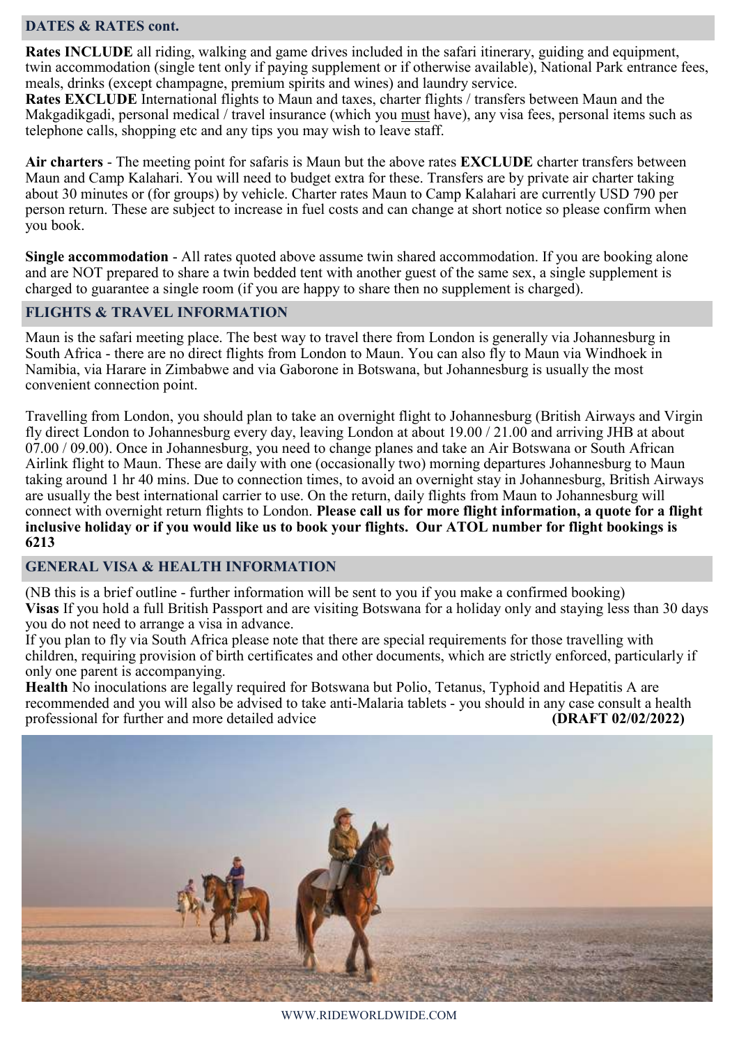## DATES & RATES cont.

**Rates INCLUDE** all riding, walking and game drives included in the safari itinerary, guiding and equipment, twin accommodation (single tent only if paying supplement or if otherwise available), National Park entrance fees, meals, drinks (except champagne, premium spirits and wines) and laundry service.
**Rates EXCLUDE** International flights to Maun and taxes, charter flights / transfers between Maun and the Makgadikgadi, personal medical / travel insurance (which you must have), any visa fees, personal items such as telephone calls, shopping etc and any tips you may wish to leave staff.

**Air charters** - The meeting point for safaris is Maun but the above rates **EXCLUDE** charter transfers between Maun and Camp Kalahari. You will need to budget extra for these. Transfers are by private air charter taking about 30 minutes or (for groups) by vehicle. Charter rates Maun to Camp Kalahari are currently USD 790 per person return. These are subject to increase in fuel costs and can change at short notice so please confirm when you book.

**Single accommodation** - All rates quoted above assume twin shared accommodation. If you are booking alone and are NOT prepared to share a twin bedded tent with another guest of the same sex, a single supplement is charged to guarantee a single room (if you are happy to share then no supplement is charged).

## FLIGHTS & TRAVEL INFORMATION

Maun is the safari meeting place. The best way to travel there from London is generally via Johannesburg in South Africa - there are no direct flights from London to Maun. You can also fly to Maun via Windhoek in Namibia, via Harare in Zimbabwe and via Gaborone in Botswana, but Johannesburg is usually the most convenient connection point.

Travelling from London, you should plan to take an overnight flight to Johannesburg (British Airways and Virgin fly direct London to Johannesburg every day, leaving London at about 19.00 / 21.00 and arriving JHB at about 07.00 / 09.00). Once in Johannesburg, you need to change planes and take an Air Botswana or South African Airlink flight to Maun. These are daily with one (occasionally two) morning departures Johannesburg to Maun taking around 1 hr 40 mins. Due to connection times, to avoid an overnight stay in Johannesburg, British Airways are usually the best international carrier to use. On the return, daily flights from Maun to Johannesburg will connect with overnight return flights to London. **Please call us for more flight information, a quote for a flight inclusive holiday or if you would like us to book your flights. Our ATOL number for flight bookings is 6213**

## GENERAL VISA & HEALTH INFORMATION

(NB this is a brief outline - further information will be sent to you if you make a confirmed booking)
**Visas** If you hold a full British Passport and are visiting Botswana for a holiday only and staying less than 30 days you do not need to arrange a visa in advance.
If you plan to fly via South Africa please note that there are special requirements for those travelling with children, requiring provision of birth certificates and other documents, which are strictly enforced, particularly if only one parent is accompanying.
**Health** No inoculations are legally required for Botswana but Polio, Tetanus, Typhoid and Hepatitis A are recommended and you will also be advised to take anti-Malaria tablets - you should in any case consult a health professional for further and more detailed advice **(DRAFT 02/02/2022)**

WWW.RIDEWORLDWIDE.COM